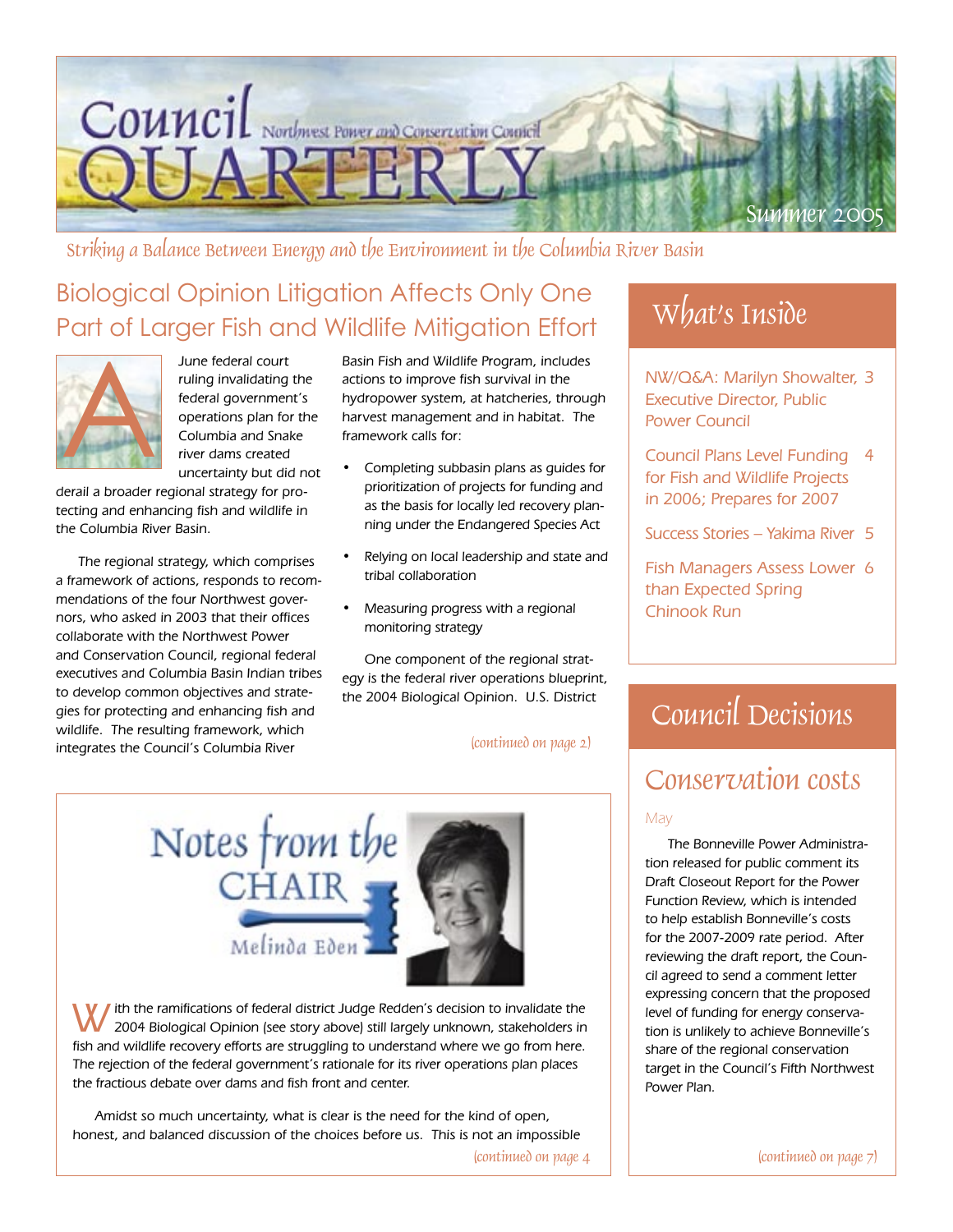# Council QUARTERLY

Northwest Power and Conservation Council

Summer 2005

*Striking a Balance Between Energy and the Environment in the Columbia River Basin*

## Biological Opinion Litigation Affects Only One Part of Larger Fish and Wildlife Mitigation Effort

A June federal court ruling invalidating the federal government's operations plan for the Columbia and Snake river dams created uncertainty but did not derail a broader regional strategy for protecting and enhancing fish and wildlife in the Columbia River Basin.

The regional strategy, which comprises a framework of actions, responds to recommendations of the four Northwest governors, who asked in 2003 that their offices collaborate with the Northwest Power and Conservation Council, regional federal executives and Columbia Basin Indian tribes to develop common objectives and strategies for protecting and enhancing fish and wildlife. The resulting framework, which integrates the Council's Columbia River Basin Fish and Wildlife Program, includes actions to improve fish survival in the hydropower system, at hatcheries, through harvest management and in habitat. The framework calls for:

- Completing subbasin plans as guides for prioritization of projects for funding and as the basis for locally led recovery planning under the Endangered Species Act
- Relying on local leadership and state and tribal collaboration
- Measuring progress with a regional monitoring strategy

One component of the regional strategy is the federal river operations blueprint, the 2004 Biological Opinion. U.S. District

*(continued on page 2)*

## Notes from the CHAIR

Melinda Eden

With the ramifications of federal district Judge Redden's decision to invalidate the 2004 Biological Opinion (see story above) still largely unknown, stakeholders in fish and wildlife recovery efforts are struggling to understand where we go from here. The rejection of the federal government's rationale for its river operations plan places the fractious debate over dams and fish front and center.

Amidst so much uncertainty, what is clear is the need for the kind of open, honest, and balanced discussion of the choices before us. This is not an impossible

*(continued on page 4)*

## What's Inside

- NW/Q&A: Marilyn Showalter, Executive Director, Public Power Council — 3
- Council Plans Level Funding for Fish and Wildlife Projects in 2006; Prepares for 2007 — 4
- Success Stories – Yakima River — 5
- Fish Managers Assess Lower than Expected Spring Chinook Run — 6

## Council Decisions

### Conservation costs

May

The Bonneville Power Administration released for public comment its Draft Closeout Report for the Power Function Review, which is intended to help establish Bonneville's costs for the 2007-2009 rate period. After reviewing the draft report, the Council agreed to send a comment letter expressing concern that the proposed level of funding for energy conservation is unlikely to achieve Bonneville's share of the regional conservation target in the Council's Fifth Northwest Power Plan.

*(continued on page 7)*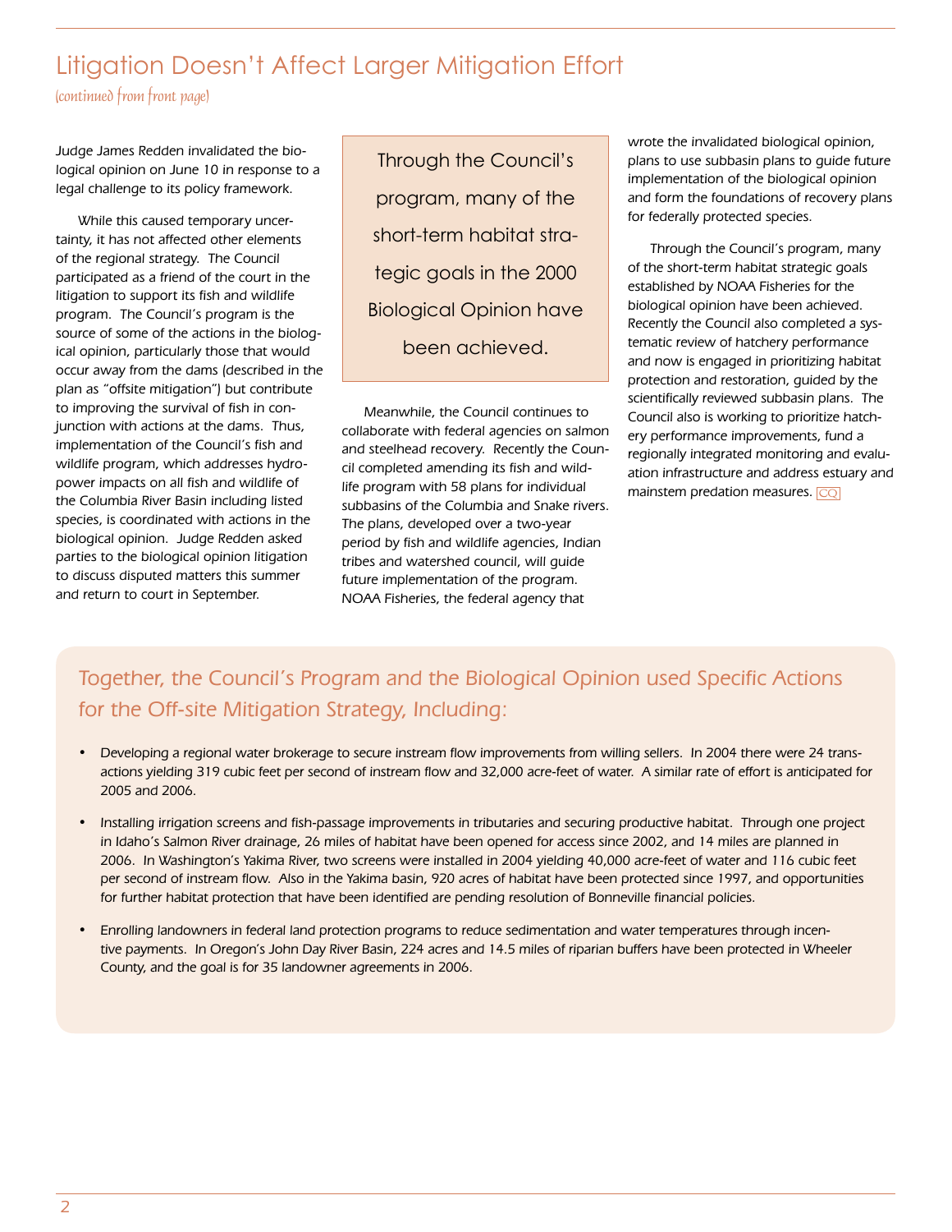# Litigation Doesn't Affect Larger Mitigation Effort

*(continued from front page)*

Judge James Redden invalidated the biological opinion on June 10 in response to a legal challenge to its policy framework.

While this caused temporary uncertainty, it has not affected other elements of the regional strategy. The Council participated as a friend of the court in the litigation to support its fish and wildlife program. The Council's program is the source of some of the actions in the biological opinion, particularly those that would occur away from the dams (described in the plan as "offsite mitigation") but contribute to improving the survival of fish in conjunction with actions at the dams. Thus, implementation of the Council's fish and wildlife program, which addresses hydropower impacts on all fish and wildlife of the Columbia River Basin including listed species, is coordinated with actions in the biological opinion. Judge Redden asked parties to the biological opinion litigation to discuss disputed matters this summer and return to court in September.

> Through the Council's program, many of the short-term habitat strategic goals in the 2000 Biological Opinion have been achieved.

Meanwhile, the Council continues to collaborate with federal agencies on salmon and steelhead recovery. Recently the Council completed amending its fish and wildlife program with 58 plans for individual subbasins of the Columbia and Snake rivers. The plans, developed over a two-year period by fish and wildlife agencies, Indian tribes and watershed council, will guide future implementation of the program. NOAA Fisheries, the federal agency that wrote the invalidated biological opinion, plans to use subbasin plans to guide future implementation of the biological opinion and form the foundations of recovery plans for federally protected species.

Through the Council's program, many of the short-term habitat strategic goals established by NOAA Fisheries for the biological opinion have been achieved. Recently the Council also completed a systematic review of hatchery performance and now is engaged in prioritizing habitat protection and restoration, guided by the scientifically reviewed subbasin plans. The Council also is working to prioritize hatchery performance improvements, fund a regionally integrated monitoring and evaluation infrastructure and address estuary and mainstem predation measures. CQ

## Together, the Council's Program and the Biological Opinion used Specific Actions for the Off-site Mitigation Strategy, Including:

- Developing a regional water brokerage to secure instream flow improvements from willing sellers. In 2004 there were 24 transactions yielding 319 cubic feet per second of instream flow and 32,000 acre-feet of water. A similar rate of effort is anticipated for 2005 and 2006.
- Installing irrigation screens and fish-passage improvements in tributaries and securing productive habitat. Through one project in Idaho's Salmon River drainage, 26 miles of habitat have been opened for access since 2002, and 14 miles are planned in 2006. In Washington's Yakima River, two screens were installed in 2004 yielding 40,000 acre-feet of water and 116 cubic feet per second of instream flow. Also in the Yakima basin, 920 acres of habitat have been protected since 1997, and opportunities for further habitat protection that have been identified are pending resolution of Bonneville financial policies.
- Enrolling landowners in federal land protection programs to reduce sedimentation and water temperatures through incentive payments. In Oregon's John Day River Basin, 224 acres and 14.5 miles of riparian buffers have been protected in Wheeler County, and the goal is for 35 landowner agreements in 2006.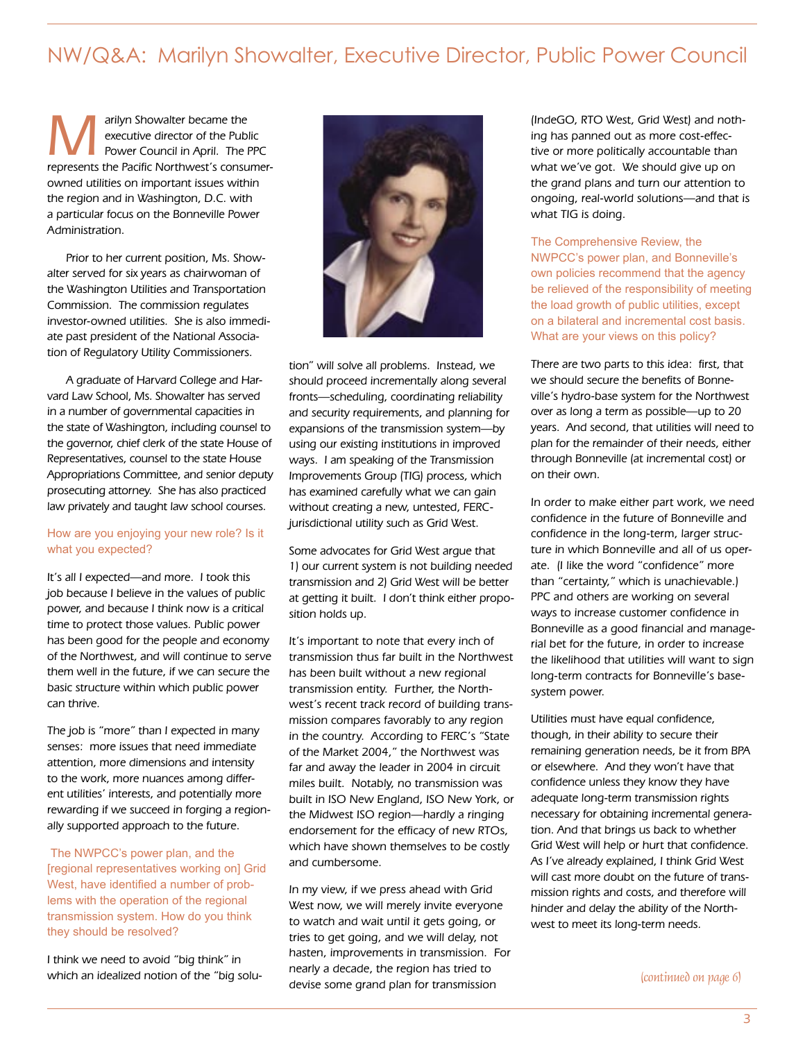# NW/Q&A: Marilyn Showalter, Executive Director, Public Power Council

Marilyn Showalter became the executive director of the Public Power Council in April. The PPC represents the Pacific Northwest's consumer-owned utilities on important issues within the region and in Washington, D.C. with a particular focus on the Bonneville Power Administration.

Prior to her current position, Ms. Showalter served for six years as chairwoman of the Washington Utilities and Transportation Commission. The commission regulates investor-owned utilities. She is also immediate past president of the National Association of Regulatory Utility Commissioners.

A graduate of Harvard College and Harvard Law School, Ms. Showalter has served in a number of governmental capacities in the state of Washington, including counsel to the governor, chief clerk of the state House of Representatives, counsel to the state House Appropriations Committee, and senior deputy prosecuting attorney. She has also practiced law privately and taught law school courses.

**How are you enjoying your new role? Is it what you expected?**

It's all I expected—and more. I took this job because I believe in the values of public power, and because I think now is a critical time to protect those values. Public power has been good for the people and economy of the Northwest, and will continue to serve them well in the future, if we can secure the basic structure within which public power can thrive.

The job is "more" than I expected in many senses: more issues that need immediate attention, more dimensions and intensity to the work, more nuances among different utilities' interests, and potentially more rewarding if we succeed in forging a regionally supported approach to the future.

**The NWPCC's power plan, and the [regional representatives working on] Grid West, have identified a number of problems with the operation of the regional transmission system. How do you think they should be resolved?**

I think we need to avoid "big think" in which an idealized notion of the "big solution" will solve all problems. Instead, we should proceed incrementally along several fronts—scheduling, coordinating reliability and security requirements, and planning for expansions of the transmission system—by using our existing institutions in improved ways. I am speaking of the Transmission Improvements Group (TIG) process, which has examined carefully what we can gain without creating a new, untested, FERC-jurisdictional utility such as Grid West.

Some advocates for Grid West argue that 1) our current system is not building needed transmission and 2) Grid West will be better at getting it built. I don't think either proposition holds up.

It's important to note that every inch of transmission thus far built in the Northwest has been built without a new regional transmission entity. Further, the Northwest's recent track record of building transmission compares favorably to any region in the country. According to FERC's "State of the Market 2004," the Northwest was far and away the leader in 2004 in circuit miles built. Notably, no transmission was built in ISO New England, ISO New York, or the Midwest ISO region—hardly a ringing endorsement for the efficacy of new RTOs, which have shown themselves to be costly and cumbersome.

In my view, if we press ahead with Grid West now, we will merely invite everyone to watch and wait until it gets going, or tries to get going, and we will delay, not hasten, improvements in transmission. For nearly a decade, the region has tried to devise some grand plan for transmission (IndeGO, RTO West, Grid West) and nothing has panned out as more cost-effective or more politically accountable than what we've got. We should give up on the grand plans and turn our attention to ongoing, real-world solutions—and that is what TIG is doing.

**The Comprehensive Review, the NWPCC's power plan, and Bonneville's own policies recommend that the agency be relieved of the responsibility of meeting the load growth of public utilities, except on a bilateral and incremental cost basis. What are your views on this policy?**

There are two parts to this idea: first, that we should secure the benefits of Bonneville's hydro-base system for the Northwest over as long a term as possible—up to 20 years. And second, that utilities will need to plan for the remainder of their needs, either through Bonneville (at incremental cost) or on their own.

In order to make either part work, we need confidence in the future of Bonneville and confidence in the long-term, larger structure in which Bonneville and all of us operate. (I like the word "confidence" more than "certainty," which is unachievable.) PPC and others are working on several ways to increase customer confidence in Bonneville as a good financial and managerial bet for the future, in order to increase the likelihood that utilities will want to sign long-term contracts for Bonneville's base-system power.

Utilities must have equal confidence, though, in their ability to secure their remaining generation needs, be it from BPA or elsewhere. And they won't have that confidence unless they know they have adequate long-term transmission rights necessary for obtaining incremental generation. And that brings us back to whether Grid West will help or hurt that confidence. As I've already explained, I think Grid West will cast more doubt on the future of transmission rights and costs, and therefore will hinder and delay the ability of the Northwest to meet its long-term needs.

*(continued on page 6)*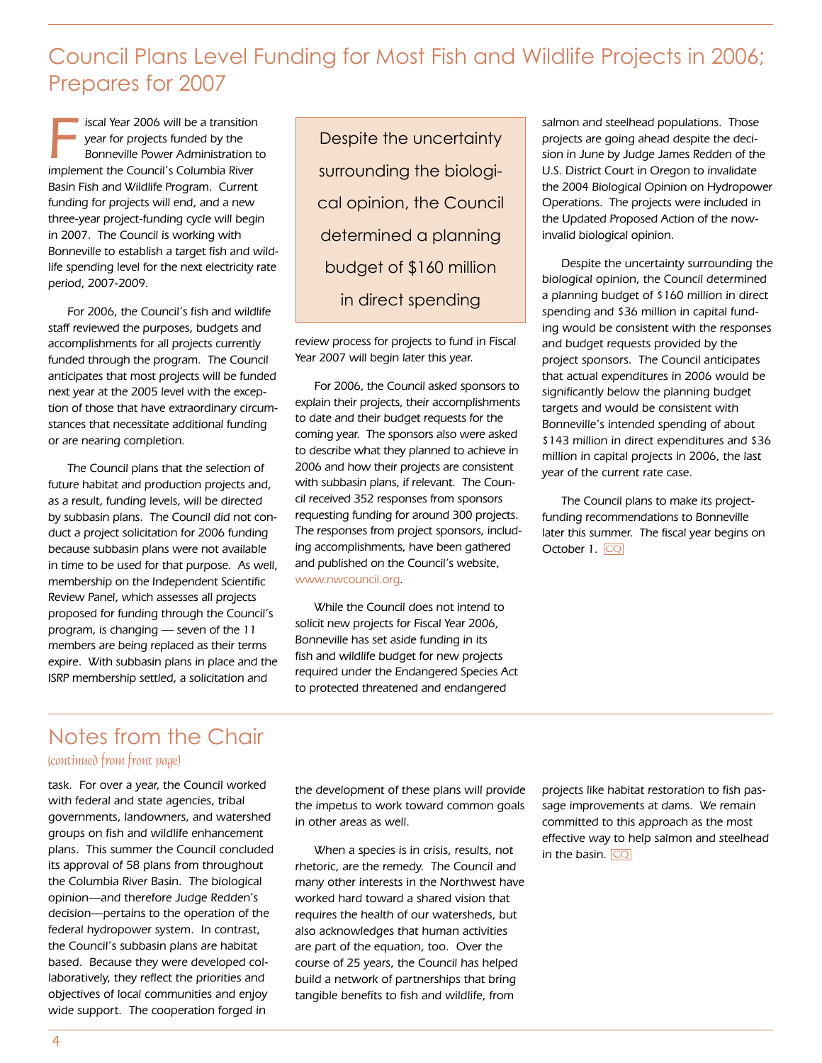## Council Plans Level Funding for Most Fish and Wildlife Projects in 2006; Prepares for 2007

Fiscal Year 2006 will be a transition year for projects funded by the Bonneville Power Administration to implement the Council's Columbia River Basin Fish and Wildlife Program. Current funding for projects will end, and a new three-year project-funding cycle will begin in 2007. The Council is working with Bonneville to establish a target fish and wildlife spending level for the next electricity rate period, 2007-2009.

For 2006, the Council's fish and wildlife staff reviewed the purposes, budgets and accomplishments for all projects currently funded through the program. The Council anticipates that most projects will be funded next year at the 2005 level with the exception of those that have extraordinary circumstances that necessitate additional funding or are nearing completion.

The Council plans that the selection of future habitat and production projects and, as a result, funding levels, will be directed by subbasin plans. The Council did not conduct a project solicitation for 2006 funding because subbasin plans were not available in time to be used for that purpose. As well, membership on the Independent Scientific Review Panel, which assesses all projects proposed for funding through the Council's program, is changing — seven of the 11 members are being replaced as their terms expire. With subbasin plans in place and the ISRP membership settled, a solicitation and review process for projects to fund in Fiscal Year 2007 will begin later this year.

> Despite the uncertainty surrounding the biological opinion, the Council determined a planning budget of $160 million in direct spending

For 2006, the Council asked sponsors to explain their projects, their accomplishments to date and their budget requests for the coming year. The sponsors also were asked to describe what they planned to achieve in 2006 and how their projects are consistent with subbasin plans, if relevant. The Council received 352 responses from sponsors requesting funding for around 300 projects. The responses from project sponsors, including accomplishments, have been gathered and published on the Council's website, www.nwcouncil.org.

While the Council does not intend to solicit new projects for Fiscal Year 2006, Bonneville has set aside funding in its fish and wildlife budget for new projects required under the Endangered Species Act to protected threatened and endangered salmon and steelhead populations. Those projects are going ahead despite the decision in June by Judge James Redden of the U.S. District Court in Oregon to invalidate the 2004 Biological Opinion on Hydropower Operations. The projects were included in the Updated Proposed Action of the now-invalid biological opinion.

Despite the uncertainty surrounding the biological opinion, the Council determined a planning budget of $160 million in direct spending and $36 million in capital funding would be consistent with the responses and budget requests provided by the project sponsors. The Council anticipates that actual expenditures in 2006 would be significantly below the planning budget targets and would be consistent with Bonneville's intended spending of about $143 million in direct expenditures and $36 million in capital projects in 2006, the last year of the current rate case.

The Council plans to make its project-funding recommendations to Bonneville later this summer. The fiscal year begins on October 1. CQ

## Notes from the Chair

*(continued from front page)*

task. For over a year, the Council worked with federal and state agencies, tribal governments, landowners, and watershed groups on fish and wildlife enhancement plans. This summer the Council concluded its approval of 58 plans from throughout the Columbia River Basin. The biological opinion—and therefore Judge Redden's decision—pertains to the operation of the federal hydropower system. In contrast, the Council's subbasin plans are habitat based. Because they were developed collaboratively, they reflect the priorities and objectives of local communities and enjoy wide support. The cooperation forged in the development of these plans will provide the impetus to work toward common goals in other areas as well.

When a species is in crisis, results, not rhetoric, are the remedy. The Council and many other interests in the Northwest have worked hard toward a shared vision that requires the health of our watersheds, but also acknowledges that human activities are part of the equation, too. Over the course of 25 years, the Council has helped build a network of partnerships that bring tangible benefits to fish and wildlife, from projects like habitat restoration to fish passage improvements at dams. We remain committed to this approach as the most effective way to help salmon and steelhead in the basin. CQ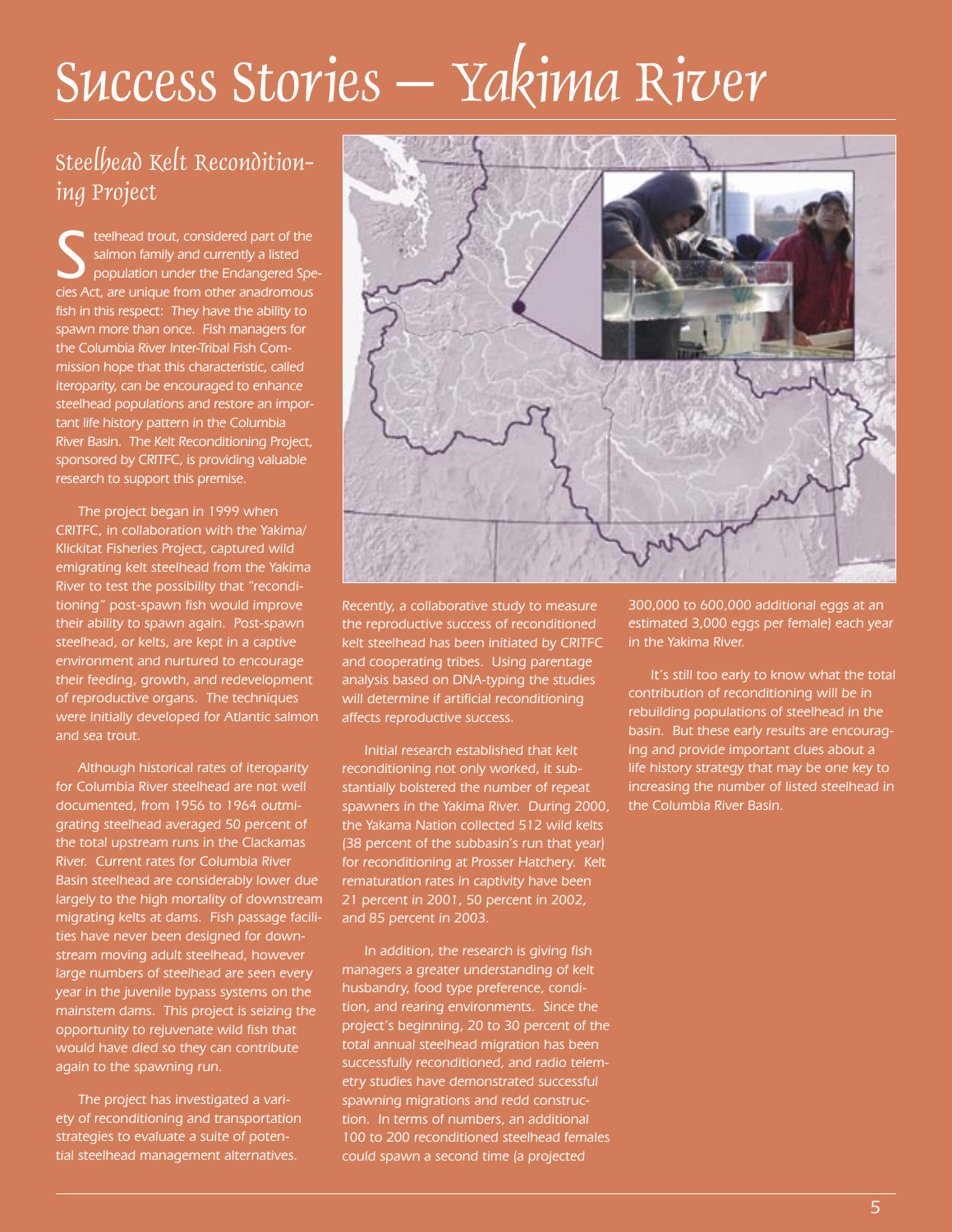# Success Stories — Yakima River

## Steelhead Kelt Reconditioning Project

Steelhead trout, considered part of the salmon family and currently a listed population under the Endangered Species Act, are unique from other anadromous fish in this respect: They have the ability to spawn more than once. Fish managers for the Columbia River Inter-Tribal Fish Commission hope that this characteristic, called iteroparity, can be encouraged to enhance steelhead populations and restore an important life history pattern in the Columbia River Basin. The Kelt Reconditioning Project, sponsored by CRITFC, is providing valuable research to support this premise.

The project began in 1999 when CRITFC, in collaboration with the Yakima/Klickitat Fisheries Project, captured wild emigrating kelt steelhead from the Yakima River to test the possibility that "reconditioning" post-spawn fish would improve their ability to spawn again. Post-spawn steelhead, or kelts, are kept in a captive environment and nurtured to encourage their feeding, growth, and redevelopment of reproductive organs. The techniques were initially developed for Atlantic salmon and sea trout.

Although historical rates of iteroparity for Columbia River steelhead are not well documented, from 1956 to 1964 outmigrating steelhead averaged 50 percent of the total upstream runs in the Clackamas River. Current rates for Columbia River Basin steelhead are considerably lower due largely to the high mortality of downstream migrating kelts at dams. Fish passage facilities have never been designed for downstream moving adult steelhead, however large numbers of steelhead are seen every year in the juvenile bypass systems on the mainstem dams. This project is seizing the opportunity to rejuvenate wild fish that would have died so they can contribute again to the spawning run.

The project has investigated a variety of reconditioning and transportation strategies to evaluate a suite of potential steelhead management alternatives.

*Recently, a collaborative study to measure the reproductive success of reconditioned kelt steelhead has been initiated by CRITFC and cooperating tribes. Using parentage analysis based on DNA-typing the studies will determine if artificial reconditioning affects reproductive success.*

Initial research established that kelt reconditioning not only worked, it substantially bolstered the number of repeat spawners in the Yakima River. During 2000, the Yakama Nation collected 512 wild kelts (38 percent of the subbasin's run that year) for reconditioning at Prosser Hatchery. Kelt rematuration rates in captivity have been 21 percent in 2001, 50 percent in 2002, and 85 percent in 2003.

In addition, the research is giving fish managers a greater understanding of kelt husbandry, food type preference, condition, and rearing environments. Since the project's beginning, 20 to 30 percent of the total annual steelhead migration has been successfully reconditioned, and radio telemetry studies have demonstrated successful spawning migrations and redd construction. In terms of numbers, an additional 100 to 200 reconditioned steelhead females could spawn a second time (a projected 300,000 to 600,000 additional eggs at an estimated 3,000 eggs per female) each year in the Yakima River.

It's still too early to know what the total contribution of reconditioning will be in rebuilding populations of steelhead in the basin. But these early results are encouraging and provide important clues about a life history strategy that may be one key to increasing the number of listed steelhead in the Columbia River Basin.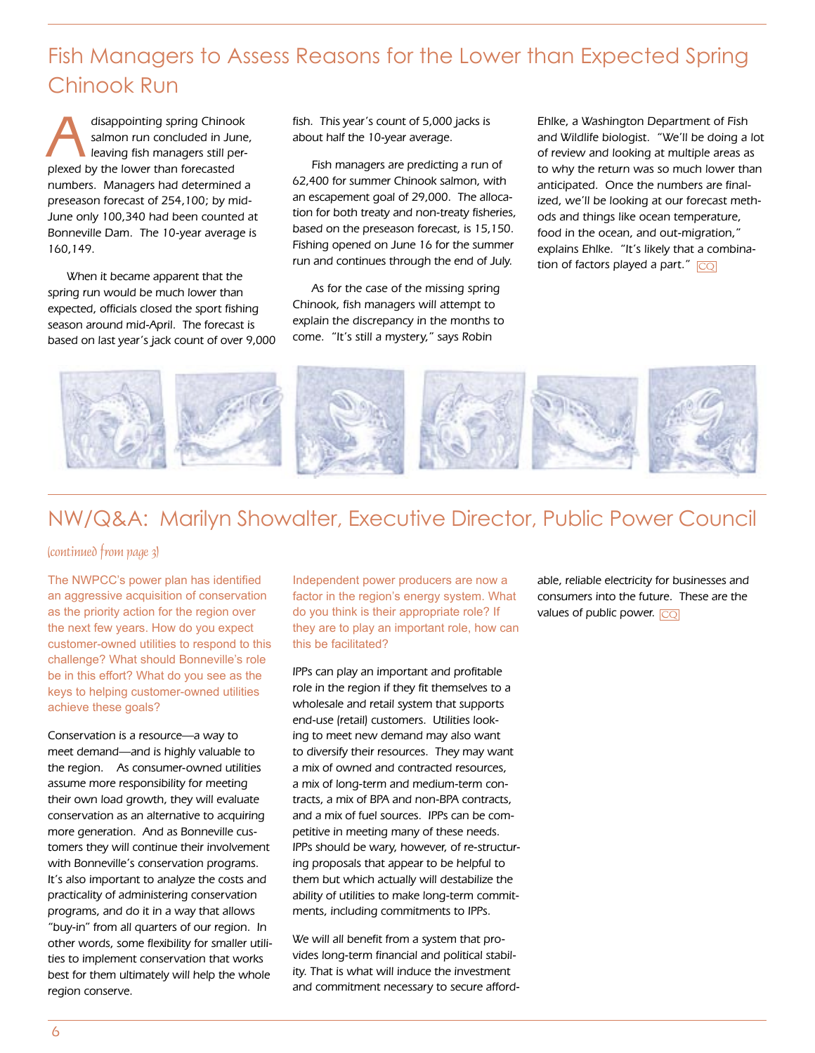## Fish Managers to Assess Reasons for the Lower than Expected Spring Chinook Run

A disappointing spring Chinook salmon run concluded in June, leaving fish managers still perplexed by the lower than forecasted numbers. Managers had determined a preseason forecast of 254,100; by mid-June only 100,340 had been counted at Bonneville Dam. The 10-year average is 160,149.

When it became apparent that the spring run would be much lower than expected, officials closed the sport fishing season around mid-April. The forecast is based on last year's jack count of over 9,000 fish. This year's count of 5,000 jacks is about half the 10-year average.

Fish managers are predicting a run of 62,400 for summer Chinook salmon, with an escapement goal of 29,000. The allocation for both treaty and non-treaty fisheries, based on the preseason forecast, is 15,150. Fishing opened on June 16 for the summer run and continues through the end of July.

As for the case of the missing spring Chinook, fish managers will attempt to explain the discrepancy in the months to come. "It's still a mystery," says Robin Ehlke, a Washington Department of Fish and Wildlife biologist. "We'll be doing a lot of review and looking at multiple areas as to why the return was so much lower than anticipated. Once the numbers are finalized, we'll be looking at our forecast methods and things like ocean temperature, food in the ocean, and out-migration," explains Ehlke. "It's likely that a combination of factors played a part." CQ

## NW/Q&A: Marilyn Showalter, Executive Director, Public Power Council

*(continued from page 3)*

**The NWPCC's power plan has identified an aggressive acquisition of conservation as the priority action for the region over the next few years. How do you expect customer-owned utilities to respond to this challenge? What should Bonneville's role be in this effort? What do you see as the keys to helping customer-owned utilities achieve these goals?**

Conservation is a resource—a way to meet demand—and is highly valuable to the region. As consumer-owned utilities assume more responsibility for meeting their own load growth, they will evaluate conservation as an alternative to acquiring more generation. And as Bonneville customers they will continue their involvement with Bonneville's conservation programs. It's also important to analyze the costs and practicality of administering conservation programs, and do it in a way that allows "buy-in" from all quarters of our region. In other words, some flexibility for smaller utilities to implement conservation that works best for them ultimately will help the whole region conserve.

**Independent power producers are now a factor in the region's energy system. What do you think is their appropriate role? If they are to play an important role, how can this be facilitated?**

IPPs can play an important and profitable role in the region if they fit themselves to a wholesale and retail system that supports end-use (retail) customers. Utilities looking to meet new demand may also want to diversify their resources. They may want a mix of owned and contracted resources, a mix of long-term and medium-term contracts, a mix of BPA and non-BPA contracts, and a mix of fuel sources. IPPs can be competitive in meeting many of these needs. IPPs should be wary, however, of re-structuring proposals that appear to be helpful to them but which actually will destabilize the ability of utilities to make long-term commitments, including commitments to IPPs.

We will all benefit from a system that provides long-term financial and political stability. That is what will induce the investment and commitment necessary to secure affordable, reliable electricity for businesses and consumers into the future. These are the values of public power. CQ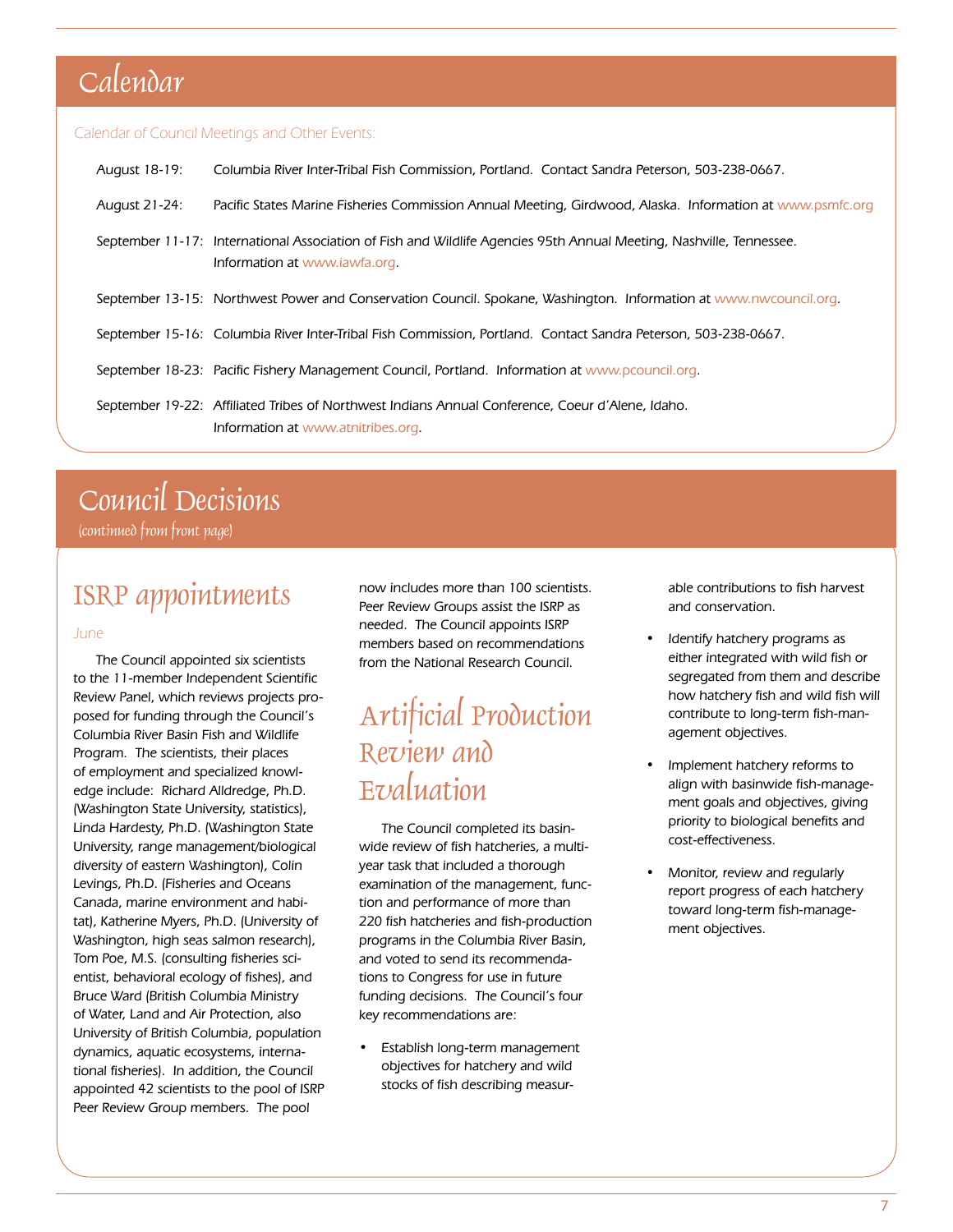# Calendar

Calendar of Council Meetings and Other Events:

August 18-19: Columbia River Inter-Tribal Fish Commission, Portland. Contact Sandra Peterson, 503-238-0667.

August 21-24: Pacific States Marine Fisheries Commission Annual Meeting, Girdwood, Alaska. Information at www.psmfc.org

September 11-17: International Association of Fish and Wildlife Agencies 95th Annual Meeting, Nashville, Tennessee. Information at www.iawfa.org.

September 13-15: Northwest Power and Conservation Council. Spokane, Washington. Information at www.nwcouncil.org.

September 15-16: Columbia River Inter-Tribal Fish Commission, Portland. Contact Sandra Peterson, 503-238-0667.

September 18-23: Pacific Fishery Management Council, Portland. Information at www.pcouncil.org.

September 19-22: Affiliated Tribes of Northwest Indians Annual Conference, Coeur d'Alene, Idaho. Information at www.atnitribes.org.

# Council Decisions

*(continued from front page)*

## ISRP *appointments*

June

The Council appointed six scientists to the 11-member Independent Scientific Review Panel, which reviews projects proposed for funding through the Council's Columbia River Basin Fish and Wildlife Program. The scientists, their places of employment and specialized knowledge include: Richard Alldredge, Ph.D. (Washington State University, statistics), Linda Hardesty, Ph.D. (Washington State University, range management/biological diversity of eastern Washington), Colin Levings, Ph.D. (Fisheries and Oceans Canada, marine environment and habitat), Katherine Myers, Ph.D. (University of Washington, high seas salmon research), Tom Poe, M.S. (consulting fisheries scientist, behavioral ecology of fishes), and Bruce Ward (British Columbia Ministry of Water, Land and Air Protection, also University of British Columbia, population dynamics, aquatic ecosystems, international fisheries). In addition, the Council appointed 42 scientists to the pool of ISRP Peer Review Group members. The pool now includes more than 100 scientists. Peer Review Groups assist the ISRP as needed. The Council appoints ISRP members based on recommendations from the National Research Council.

## Artificial Production Review and Evaluation

The Council completed its basinwide review of fish hatcheries, a multiyear task that included a thorough examination of the management, function and performance of more than 220 fish hatcheries and fish-production programs in the Columbia River Basin, and voted to send its recommendations to Congress for use in future funding decisions. The Council's four key recommendations are:

- Establish long-term management objectives for hatchery and wild stocks of fish describing measurable contributions to fish harvest and conservation.
- Identify hatchery programs as either integrated with wild fish or segregated from them and describe how hatchery fish and wild fish will contribute to long-term fish-management objectives.
- Implement hatchery reforms to align with basinwide fish-management goals and objectives, giving priority to biological benefits and cost-effectiveness.
- Monitor, review and regularly report progress of each hatchery toward long-term fish-management objectives.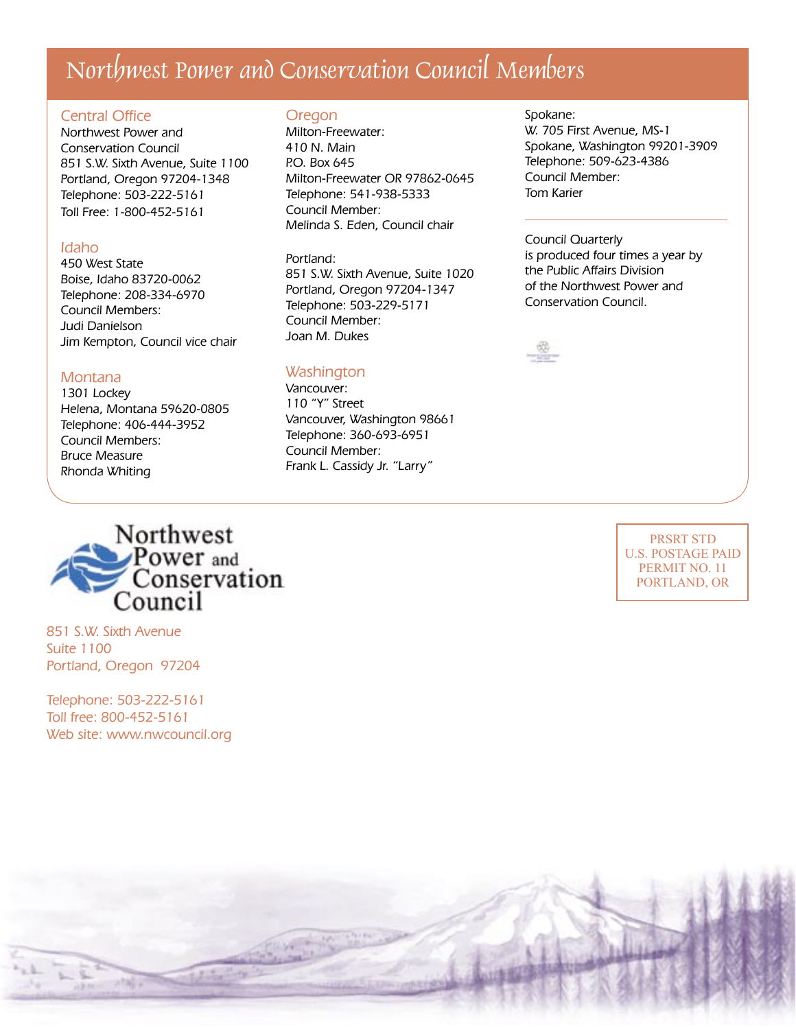# Northwest Power and Conservation Council Members

## Central Office

Northwest Power and
Conservation Council
851 S.W. Sixth Avenue, Suite 1100
Portland, Oregon 97204-1348
Telephone: 503-222-5161
Toll Free: 1-800-452-5161

## Idaho

450 West State
Boise, Idaho 83720-0062
Telephone: 208-334-6970
Council Members:
Judi Danielson
Jim Kempton, Council vice chair

## Montana

1301 Lockey
Helena, Montana 59620-0805
Telephone: 406-444-3952
Council Members:
Bruce Measure
Rhonda Whiting

## Oregon

Milton-Freewater:
410 N. Main
P.O. Box 645
Milton-Freewater OR 97862-0645
Telephone: 541-938-5333
Council Member:
Melinda S. Eden, Council chair

Portland:
851 S.W. Sixth Avenue, Suite 1020
Portland, Oregon 97204-1347
Telephone: 503-229-5171
Council Member:
Joan M. Dukes

## Washington

Vancouver:
110 "Y" Street
Vancouver, Washington 98661
Telephone: 360-693-6951
Council Member:
Frank L. Cassidy Jr. "Larry"

Spokane:
W. 705 First Avenue, MS-1
Spokane, Washington 99201-3909
Telephone: 509-623-4386
Council Member:
Tom Karier

---

Council Quarterly
is produced four times a year by
the Public Affairs Division
of the Northwest Power and
Conservation Council.

Northwest Power and Conservation Council

851 S.W. Sixth Avenue
Suite 1100
Portland, Oregon 97204

Telephone: 503-222-5161
Toll free: 800-452-5161
Web site: www.nwcouncil.org

PRSRT STD
U.S. POSTAGE PAID
PERMIT NO. 11
PORTLAND, OR